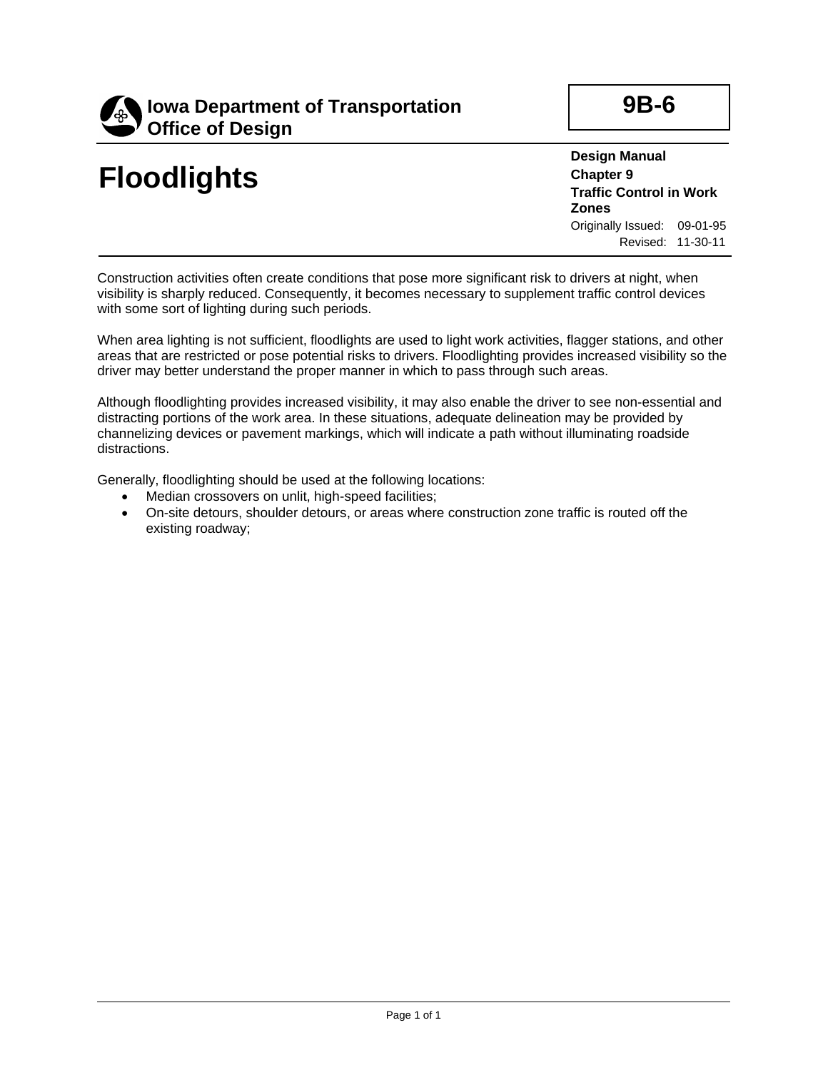**Iowa Department of Transportation**
**Office of Design**

**9B-6**

# Floodlights

**Design Manual**
**Chapter 9**
**Traffic Control in Work Zones**
Originally Issued: 09-01-95
Revised: 11-30-11

Construction activities often create conditions that pose more significant risk to drivers at night, when visibility is sharply reduced. Consequently, it becomes necessary to supplement traffic control devices with some sort of lighting during such periods.

When area lighting is not sufficient, floodlights are used to light work activities, flagger stations, and other areas that are restricted or pose potential risks to drivers. Floodlighting provides increased visibility so the driver may better understand the proper manner in which to pass through such areas.

Although floodlighting provides increased visibility, it may also enable the driver to see non-essential and distracting portions of the work area. In these situations, adequate delineation may be provided by channelizing devices or pavement markings, which will indicate a path without illuminating roadside distractions.

Generally, floodlighting should be used at the following locations:

- Median crossovers on unlit, high-speed facilities;
- On-site detours, shoulder detours, or areas where construction zone traffic is routed off the existing roadway;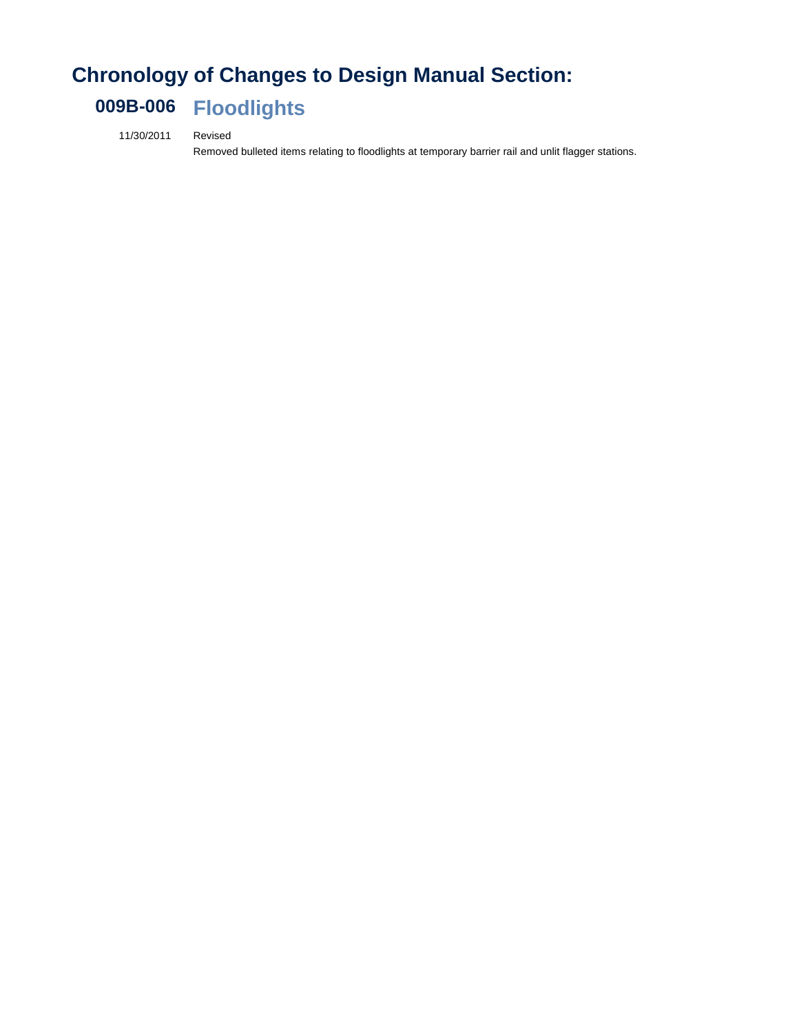# Chronology of Changes to Design Manual Section:

## 009B-006 Floodlights

11/30/2011 Revised

Removed bulleted items relating to floodlights at temporary barrier rail and unlit flagger stations.